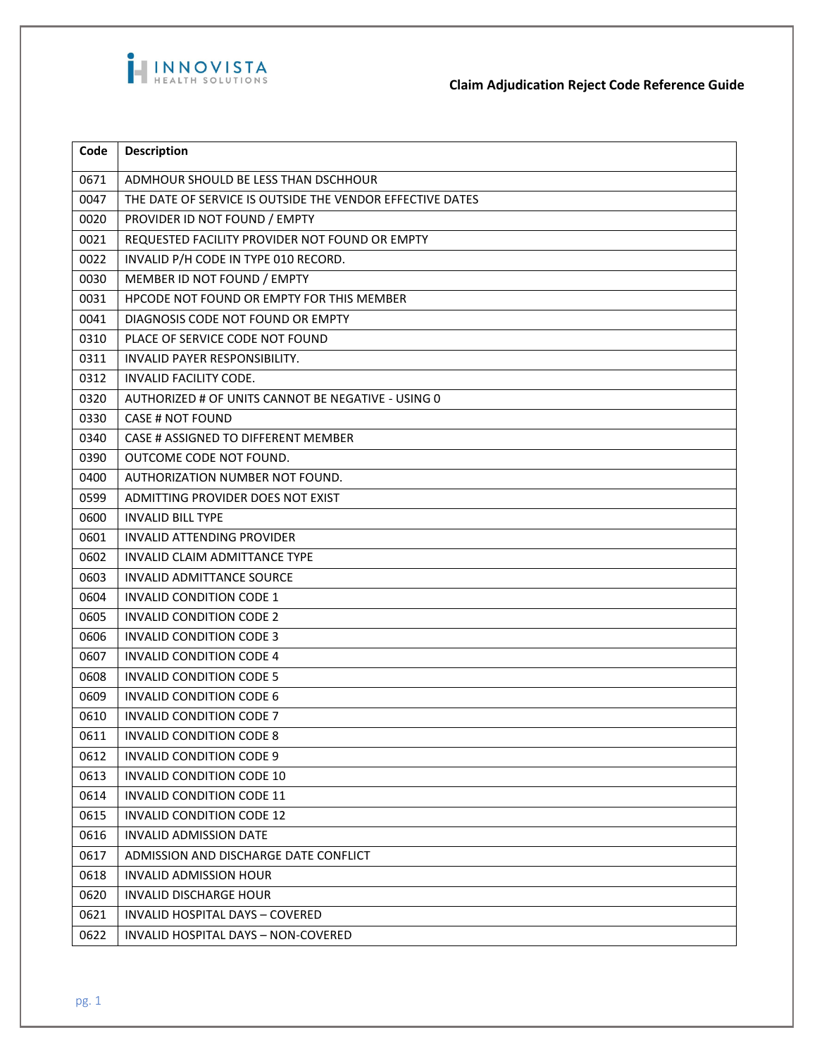# Claim Adjudication Reject Code Reference Guide

| Code | Description |
|---|---|
| 0671 | ADMHOUR SHOULD BE LESS THAN DSCHHOUR |
| 0047 | THE DATE OF SERVICE IS OUTSIDE THE VENDOR EFFECTIVE DATES |
| 0020 | PROVIDER ID NOT FOUND / EMPTY |
| 0021 | REQUESTED FACILITY PROVIDER NOT FOUND OR EMPTY |
| 0022 | INVALID P/H CODE IN TYPE 010 RECORD. |
| 0030 | MEMBER ID NOT FOUND / EMPTY |
| 0031 | HPCODE NOT FOUND OR EMPTY FOR THIS MEMBER |
| 0041 | DIAGNOSIS CODE NOT FOUND OR EMPTY |
| 0310 | PLACE OF SERVICE CODE NOT FOUND |
| 0311 | INVALID PAYER RESPONSIBILITY. |
| 0312 | INVALID FACILITY CODE. |
| 0320 | AUTHORIZED # OF UNITS CANNOT BE NEGATIVE - USING 0 |
| 0330 | CASE # NOT FOUND |
| 0340 | CASE # ASSIGNED TO DIFFERENT MEMBER |
| 0390 | OUTCOME CODE NOT FOUND. |
| 0400 | AUTHORIZATION NUMBER NOT FOUND. |
| 0599 | ADMITTING PROVIDER DOES NOT EXIST |
| 0600 | INVALID BILL TYPE |
| 0601 | INVALID ATTENDING PROVIDER |
| 0602 | INVALID CLAIM ADMITTANCE TYPE |
| 0603 | INVALID ADMITTANCE SOURCE |
| 0604 | INVALID CONDITION CODE 1 |
| 0605 | INVALID CONDITION CODE 2 |
| 0606 | INVALID CONDITION CODE 3 |
| 0607 | INVALID CONDITION CODE 4 |
| 0608 | INVALID CONDITION CODE 5 |
| 0609 | INVALID CONDITION CODE 6 |
| 0610 | INVALID CONDITION CODE 7 |
| 0611 | INVALID CONDITION CODE 8 |
| 0612 | INVALID CONDITION CODE 9 |
| 0613 | INVALID CONDITION CODE 10 |
| 0614 | INVALID CONDITION CODE 11 |
| 0615 | INVALID CONDITION CODE 12 |
| 0616 | INVALID ADMISSION DATE |
| 0617 | ADMISSION AND DISCHARGE DATE CONFLICT |
| 0618 | INVALID ADMISSION HOUR |
| 0620 | INVALID DISCHARGE HOUR |
| 0621 | INVALID HOSPITAL DAYS – COVERED |
| 0622 | INVALID HOSPITAL DAYS – NON-COVERED |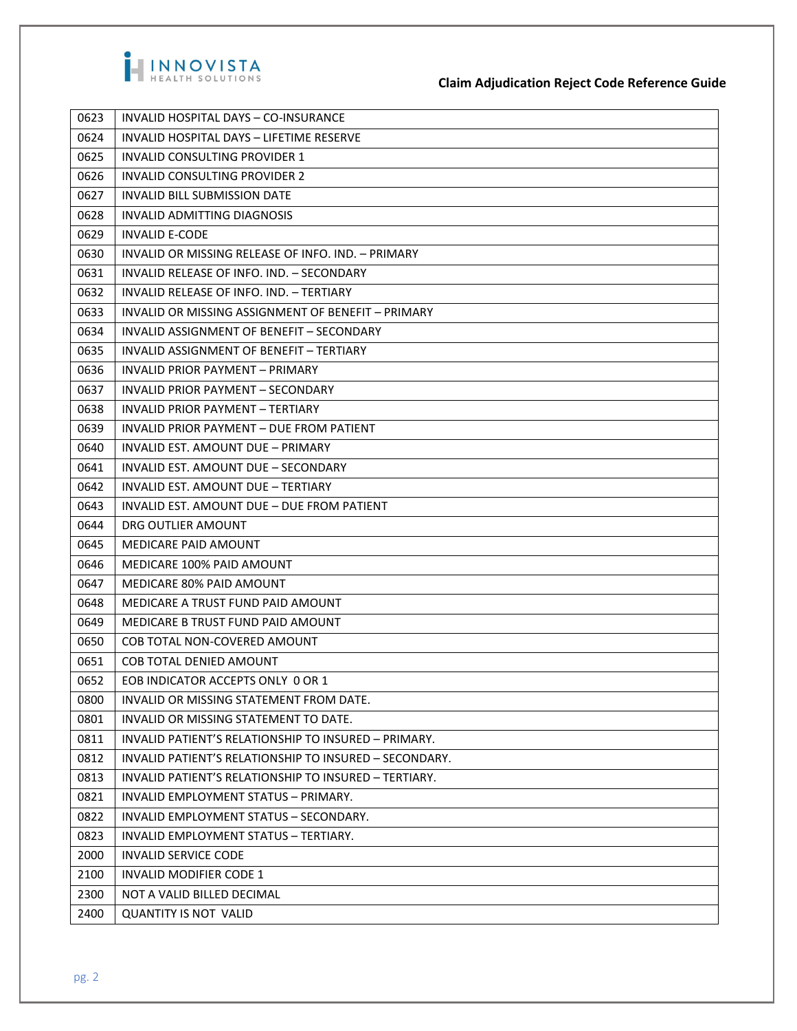| | |
|---|---|
| 0623 | INVALID HOSPITAL DAYS – CO-INSURANCE |
| 0624 | INVALID HOSPITAL DAYS – LIFETIME RESERVE |
| 0625 | INVALID CONSULTING PROVIDER 1 |
| 0626 | INVALID CONSULTING PROVIDER 2 |
| 0627 | INVALID BILL SUBMISSION DATE |
| 0628 | INVALID ADMITTING DIAGNOSIS |
| 0629 | INVALID E-CODE |
| 0630 | INVALID OR MISSING RELEASE OF INFO. IND. – PRIMARY |
| 0631 | INVALID RELEASE OF INFO. IND. – SECONDARY |
| 0632 | INVALID RELEASE OF INFO. IND. – TERTIARY |
| 0633 | INVALID OR MISSING ASSIGNMENT OF BENEFIT – PRIMARY |
| 0634 | INVALID ASSIGNMENT OF BENEFIT – SECONDARY |
| 0635 | INVALID ASSIGNMENT OF BENEFIT – TERTIARY |
| 0636 | INVALID PRIOR PAYMENT – PRIMARY |
| 0637 | INVALID PRIOR PAYMENT – SECONDARY |
| 0638 | INVALID PRIOR PAYMENT – TERTIARY |
| 0639 | INVALID PRIOR PAYMENT – DUE FROM PATIENT |
| 0640 | INVALID EST. AMOUNT DUE – PRIMARY |
| 0641 | INVALID EST. AMOUNT DUE – SECONDARY |
| 0642 | INVALID EST. AMOUNT DUE – TERTIARY |
| 0643 | INVALID EST. AMOUNT DUE – DUE FROM PATIENT |
| 0644 | DRG OUTLIER AMOUNT |
| 0645 | MEDICARE PAID AMOUNT |
| 0646 | MEDICARE 100% PAID AMOUNT |
| 0647 | MEDICARE 80% PAID AMOUNT |
| 0648 | MEDICARE A TRUST FUND PAID AMOUNT |
| 0649 | MEDICARE B TRUST FUND PAID AMOUNT |
| 0650 | COB TOTAL NON-COVERED AMOUNT |
| 0651 | COB TOTAL DENIED AMOUNT |
| 0652 | EOB INDICATOR ACCEPTS ONLY 0 OR 1 |
| 0800 | INVALID OR MISSING STATEMENT FROM DATE. |
| 0801 | INVALID OR MISSING STATEMENT TO DATE. |
| 0811 | INVALID PATIENT'S RELATIONSHIP TO INSURED – PRIMARY. |
| 0812 | INVALID PATIENT'S RELATIONSHIP TO INSURED – SECONDARY. |
| 0813 | INVALID PATIENT'S RELATIONSHIP TO INSURED – TERTIARY. |
| 0821 | INVALID EMPLOYMENT STATUS – PRIMARY. |
| 0822 | INVALID EMPLOYMENT STATUS – SECONDARY. |
| 0823 | INVALID EMPLOYMENT STATUS – TERTIARY. |
| 2000 | INVALID SERVICE CODE |
| 2100 | INVALID MODIFIER CODE 1 |
| 2300 | NOT A VALID BILLED DECIMAL |
| 2400 | QUANTITY IS NOT VALID |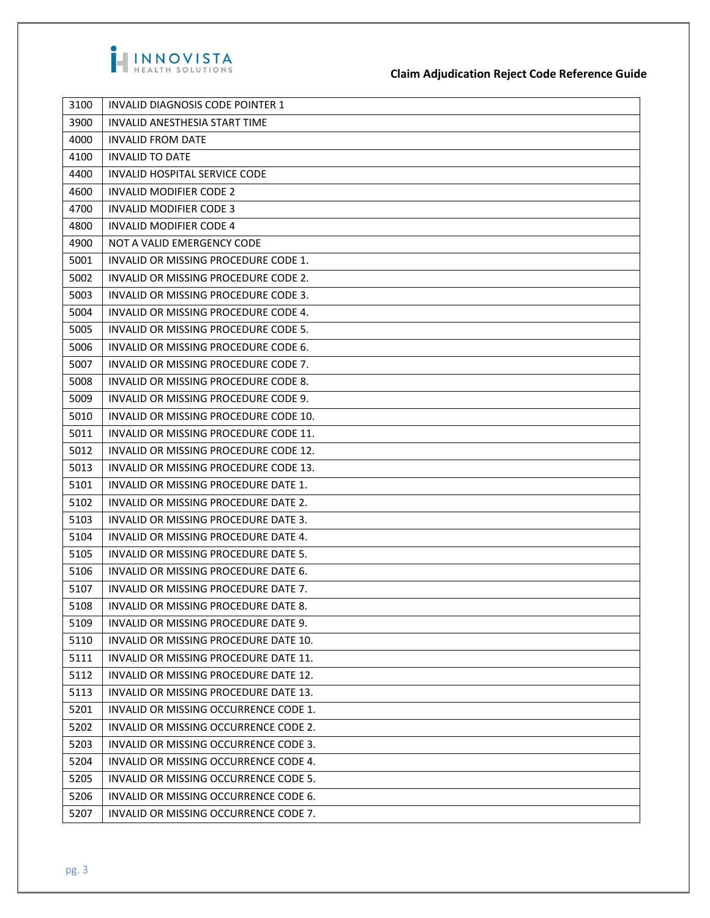| | |
|---|---|
| 3100 | INVALID DIAGNOSIS CODE POINTER 1 |
| 3900 | INVALID ANESTHESIA START TIME |
| 4000 | INVALID FROM DATE |
| 4100 | INVALID TO DATE |
| 4400 | INVALID HOSPITAL SERVICE CODE |
| 4600 | INVALID MODIFIER CODE 2 |
| 4700 | INVALID MODIFIER CODE 3 |
| 4800 | INVALID MODIFIER CODE 4 |
| 4900 | NOT A VALID EMERGENCY CODE |
| 5001 | INVALID OR MISSING PROCEDURE CODE 1. |
| 5002 | INVALID OR MISSING PROCEDURE CODE 2. |
| 5003 | INVALID OR MISSING PROCEDURE CODE 3. |
| 5004 | INVALID OR MISSING PROCEDURE CODE 4. |
| 5005 | INVALID OR MISSING PROCEDURE CODE 5. |
| 5006 | INVALID OR MISSING PROCEDURE CODE 6. |
| 5007 | INVALID OR MISSING PROCEDURE CODE 7. |
| 5008 | INVALID OR MISSING PROCEDURE CODE 8. |
| 5009 | INVALID OR MISSING PROCEDURE CODE 9. |
| 5010 | INVALID OR MISSING PROCEDURE CODE 10. |
| 5011 | INVALID OR MISSING PROCEDURE CODE 11. |
| 5012 | INVALID OR MISSING PROCEDURE CODE 12. |
| 5013 | INVALID OR MISSING PROCEDURE CODE 13. |
| 5101 | INVALID OR MISSING PROCEDURE DATE 1. |
| 5102 | INVALID OR MISSING PROCEDURE DATE 2. |
| 5103 | INVALID OR MISSING PROCEDURE DATE 3. |
| 5104 | INVALID OR MISSING PROCEDURE DATE 4. |
| 5105 | INVALID OR MISSING PROCEDURE DATE 5. |
| 5106 | INVALID OR MISSING PROCEDURE DATE 6. |
| 5107 | INVALID OR MISSING PROCEDURE DATE 7. |
| 5108 | INVALID OR MISSING PROCEDURE DATE 8. |
| 5109 | INVALID OR MISSING PROCEDURE DATE 9. |
| 5110 | INVALID OR MISSING PROCEDURE DATE 10. |
| 5111 | INVALID OR MISSING PROCEDURE DATE 11. |
| 5112 | INVALID OR MISSING PROCEDURE DATE 12. |
| 5113 | INVALID OR MISSING PROCEDURE DATE 13. |
| 5201 | INVALID OR MISSING OCCURRENCE CODE 1. |
| 5202 | INVALID OR MISSING OCCURRENCE CODE 2. |
| 5203 | INVALID OR MISSING OCCURRENCE CODE 3. |
| 5204 | INVALID OR MISSING OCCURRENCE CODE 4. |
| 5205 | INVALID OR MISSING OCCURRENCE CODE 5. |
| 5206 | INVALID OR MISSING OCCURRENCE CODE 6. |
| 5207 | INVALID OR MISSING OCCURRENCE CODE 7. |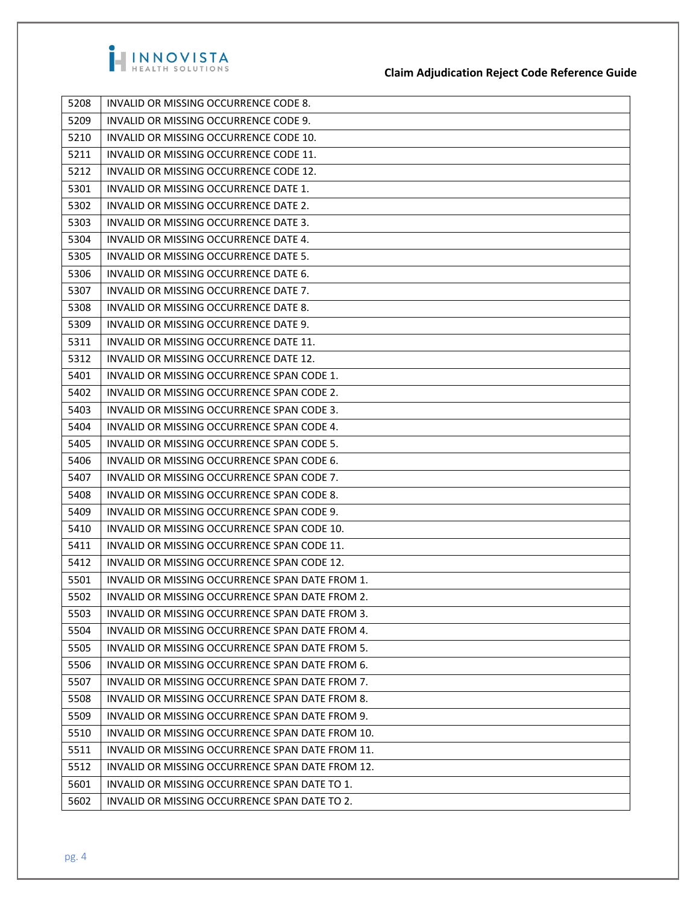| | |
|---|---|
| 5208 | INVALID OR MISSING OCCURRENCE CODE 8. |
| 5209 | INVALID OR MISSING OCCURRENCE CODE 9. |
| 5210 | INVALID OR MISSING OCCURRENCE CODE 10. |
| 5211 | INVALID OR MISSING OCCURRENCE CODE 11. |
| 5212 | INVALID OR MISSING OCCURRENCE CODE 12. |
| 5301 | INVALID OR MISSING OCCURRENCE DATE 1. |
| 5302 | INVALID OR MISSING OCCURRENCE DATE 2. |
| 5303 | INVALID OR MISSING OCCURRENCE DATE 3. |
| 5304 | INVALID OR MISSING OCCURRENCE DATE 4. |
| 5305 | INVALID OR MISSING OCCURRENCE DATE 5. |
| 5306 | INVALID OR MISSING OCCURRENCE DATE 6. |
| 5307 | INVALID OR MISSING OCCURRENCE DATE 7. |
| 5308 | INVALID OR MISSING OCCURRENCE DATE 8. |
| 5309 | INVALID OR MISSING OCCURRENCE DATE 9. |
| 5311 | INVALID OR MISSING OCCURRENCE DATE 11. |
| 5312 | INVALID OR MISSING OCCURRENCE DATE 12. |
| 5401 | INVALID OR MISSING OCCURRENCE SPAN CODE 1. |
| 5402 | INVALID OR MISSING OCCURRENCE SPAN CODE 2. |
| 5403 | INVALID OR MISSING OCCURRENCE SPAN CODE 3. |
| 5404 | INVALID OR MISSING OCCURRENCE SPAN CODE 4. |
| 5405 | INVALID OR MISSING OCCURRENCE SPAN CODE 5. |
| 5406 | INVALID OR MISSING OCCURRENCE SPAN CODE 6. |
| 5407 | INVALID OR MISSING OCCURRENCE SPAN CODE 7. |
| 5408 | INVALID OR MISSING OCCURRENCE SPAN CODE 8. |
| 5409 | INVALID OR MISSING OCCURRENCE SPAN CODE 9. |
| 5410 | INVALID OR MISSING OCCURRENCE SPAN CODE 10. |
| 5411 | INVALID OR MISSING OCCURRENCE SPAN CODE 11. |
| 5412 | INVALID OR MISSING OCCURRENCE SPAN CODE 12. |
| 5501 | INVALID OR MISSING OCCURRENCE SPAN DATE FROM 1. |
| 5502 | INVALID OR MISSING OCCURRENCE SPAN DATE FROM 2. |
| 5503 | INVALID OR MISSING OCCURRENCE SPAN DATE FROM 3. |
| 5504 | INVALID OR MISSING OCCURRENCE SPAN DATE FROM 4. |
| 5505 | INVALID OR MISSING OCCURRENCE SPAN DATE FROM 5. |
| 5506 | INVALID OR MISSING OCCURRENCE SPAN DATE FROM 6. |
| 5507 | INVALID OR MISSING OCCURRENCE SPAN DATE FROM 7. |
| 5508 | INVALID OR MISSING OCCURRENCE SPAN DATE FROM 8. |
| 5509 | INVALID OR MISSING OCCURRENCE SPAN DATE FROM 9. |
| 5510 | INVALID OR MISSING OCCURRENCE SPAN DATE FROM 10. |
| 5511 | INVALID OR MISSING OCCURRENCE SPAN DATE FROM 11. |
| 5512 | INVALID OR MISSING OCCURRENCE SPAN DATE FROM 12. |
| 5601 | INVALID OR MISSING OCCURRENCE SPAN DATE TO 1. |
| 5602 | INVALID OR MISSING OCCURRENCE SPAN DATE TO 2. |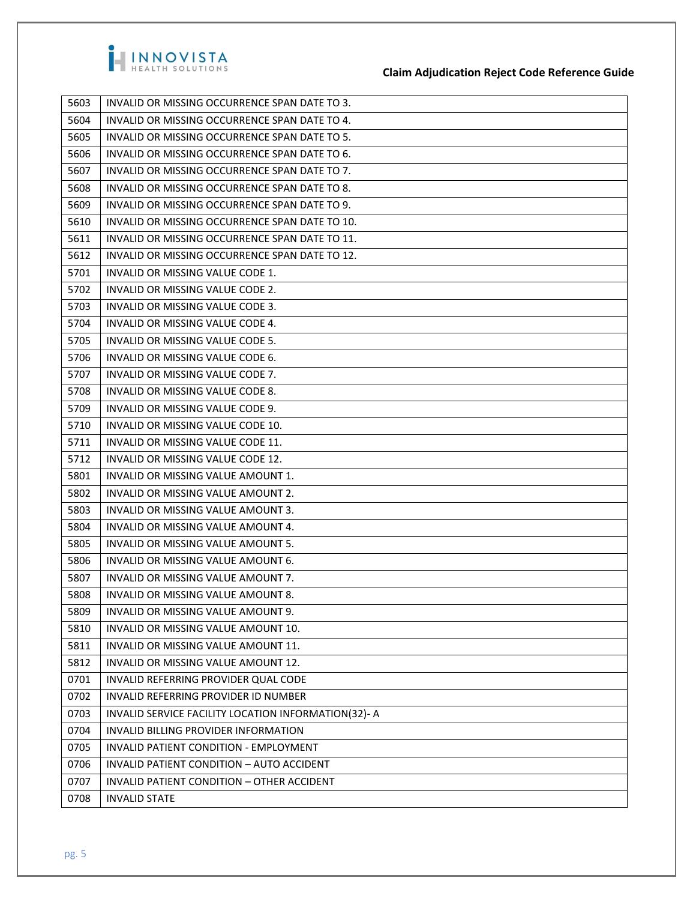| 5603 | INVALID OR MISSING OCCURRENCE SPAN DATE TO 3. |
|---|---|
| 5604 | INVALID OR MISSING OCCURRENCE SPAN DATE TO 4. |
| 5605 | INVALID OR MISSING OCCURRENCE SPAN DATE TO 5. |
| 5606 | INVALID OR MISSING OCCURRENCE SPAN DATE TO 6. |
| 5607 | INVALID OR MISSING OCCURRENCE SPAN DATE TO 7. |
| 5608 | INVALID OR MISSING OCCURRENCE SPAN DATE TO 8. |
| 5609 | INVALID OR MISSING OCCURRENCE SPAN DATE TO 9. |
| 5610 | INVALID OR MISSING OCCURRENCE SPAN DATE TO 10. |
| 5611 | INVALID OR MISSING OCCURRENCE SPAN DATE TO 11. |
| 5612 | INVALID OR MISSING OCCURRENCE SPAN DATE TO 12. |
| 5701 | INVALID OR MISSING VALUE CODE 1. |
| 5702 | INVALID OR MISSING VALUE CODE 2. |
| 5703 | INVALID OR MISSING VALUE CODE 3. |
| 5704 | INVALID OR MISSING VALUE CODE 4. |
| 5705 | INVALID OR MISSING VALUE CODE 5. |
| 5706 | INVALID OR MISSING VALUE CODE 6. |
| 5707 | INVALID OR MISSING VALUE CODE 7. |
| 5708 | INVALID OR MISSING VALUE CODE 8. |
| 5709 | INVALID OR MISSING VALUE CODE 9. |
| 5710 | INVALID OR MISSING VALUE CODE 10. |
| 5711 | INVALID OR MISSING VALUE CODE 11. |
| 5712 | INVALID OR MISSING VALUE CODE 12. |
| 5801 | INVALID OR MISSING VALUE AMOUNT 1. |
| 5802 | INVALID OR MISSING VALUE AMOUNT 2. |
| 5803 | INVALID OR MISSING VALUE AMOUNT 3. |
| 5804 | INVALID OR MISSING VALUE AMOUNT 4. |
| 5805 | INVALID OR MISSING VALUE AMOUNT 5. |
| 5806 | INVALID OR MISSING VALUE AMOUNT 6. |
| 5807 | INVALID OR MISSING VALUE AMOUNT 7. |
| 5808 | INVALID OR MISSING VALUE AMOUNT 8. |
| 5809 | INVALID OR MISSING VALUE AMOUNT 9. |
| 5810 | INVALID OR MISSING VALUE AMOUNT 10. |
| 5811 | INVALID OR MISSING VALUE AMOUNT 11. |
| 5812 | INVALID OR MISSING VALUE AMOUNT 12. |
| 0701 | INVALID REFERRING PROVIDER QUAL CODE |
| 0702 | INVALID REFERRING PROVIDER ID NUMBER |
| 0703 | INVALID SERVICE FACILITY LOCATION INFORMATION(32)- A |
| 0704 | INVALID BILLING PROVIDER INFORMATION |
| 0705 | INVALID PATIENT CONDITION - EMPLOYMENT |
| 0706 | INVALID PATIENT CONDITION – AUTO ACCIDENT |
| 0707 | INVALID PATIENT CONDITION – OTHER ACCIDENT |
| 0708 | INVALID STATE |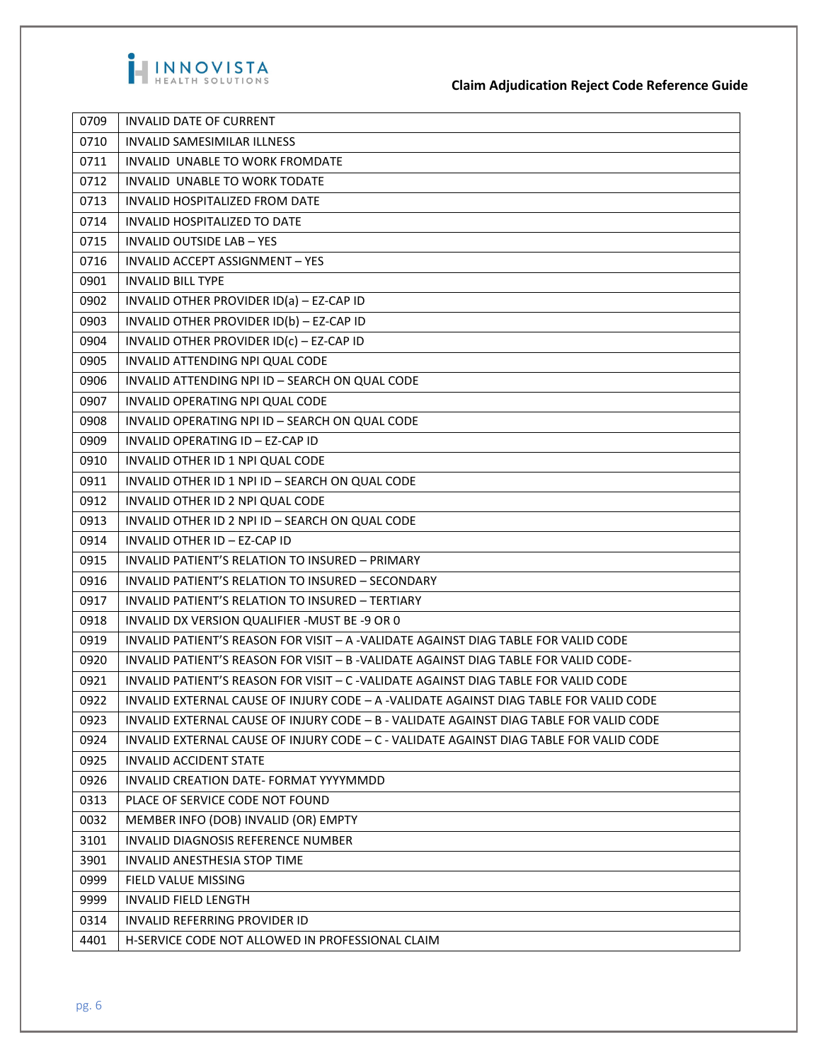| 0709 | INVALID DATE OF CURRENT |
|---|---|
| 0710 | INVALID SAMESIMILAR ILLNESS |
| 0711 | INVALID  UNABLE TO WORK FROMDATE |
| 0712 | INVALID  UNABLE TO WORK TODATE |
| 0713 | INVALID HOSPITALIZED FROM DATE |
| 0714 | INVALID HOSPITALIZED TO DATE |
| 0715 | INVALID OUTSIDE LAB – YES |
| 0716 | INVALID ACCEPT ASSIGNMENT – YES |
| 0901 | INVALID BILL TYPE |
| 0902 | INVALID OTHER PROVIDER ID(a) – EZ-CAP ID |
| 0903 | INVALID OTHER PROVIDER ID(b) – EZ-CAP ID |
| 0904 | INVALID OTHER PROVIDER ID(c) – EZ-CAP ID |
| 0905 | INVALID ATTENDING NPI QUAL CODE |
| 0906 | INVALID ATTENDING NPI ID – SEARCH ON QUAL CODE |
| 0907 | INVALID OPERATING NPI QUAL CODE |
| 0908 | INVALID OPERATING NPI ID – SEARCH ON QUAL CODE |
| 0909 | INVALID OPERATING ID – EZ-CAP ID |
| 0910 | INVALID OTHER ID 1 NPI QUAL CODE |
| 0911 | INVALID OTHER ID 1 NPI ID – SEARCH ON QUAL CODE |
| 0912 | INVALID OTHER ID 2 NPI QUAL CODE |
| 0913 | INVALID OTHER ID 2 NPI ID – SEARCH ON QUAL CODE |
| 0914 | INVALID OTHER ID – EZ-CAP ID |
| 0915 | INVALID PATIENT'S RELATION TO INSURED – PRIMARY |
| 0916 | INVALID PATIENT'S RELATION TO INSURED – SECONDARY |
| 0917 | INVALID PATIENT'S RELATION TO INSURED – TERTIARY |
| 0918 | INVALID DX VERSION QUALIFIER -MUST BE -9 OR 0 |
| 0919 | INVALID PATIENT'S REASON FOR VISIT – A -VALIDATE AGAINST DIAG TABLE FOR VALID CODE |
| 0920 | INVALID PATIENT'S REASON FOR VISIT – B -VALIDATE AGAINST DIAG TABLE FOR VALID CODE- |
| 0921 | INVALID PATIENT'S REASON FOR VISIT – C -VALIDATE AGAINST DIAG TABLE FOR VALID CODE |
| 0922 | INVALID EXTERNAL CAUSE OF INJURY CODE – A -VALIDATE AGAINST DIAG TABLE FOR VALID CODE |
| 0923 | INVALID EXTERNAL CAUSE OF INJURY CODE – B - VALIDATE AGAINST DIAG TABLE FOR VALID CODE |
| 0924 | INVALID EXTERNAL CAUSE OF INJURY CODE – C - VALIDATE AGAINST DIAG TABLE FOR VALID CODE |
| 0925 | INVALID ACCIDENT STATE |
| 0926 | INVALID CREATION DATE- FORMAT YYYYMMDD |
| 0313 | PLACE OF SERVICE CODE NOT FOUND |
| 0032 | MEMBER INFO (DOB) INVALID (OR) EMPTY |
| 3101 | INVALID DIAGNOSIS REFERENCE NUMBER |
| 3901 | INVALID ANESTHESIA STOP TIME |
| 0999 | FIELD VALUE MISSING |
| 9999 | INVALID FIELD LENGTH |
| 0314 | INVALID REFERRING PROVIDER ID |
| 4401 | H-SERVICE CODE NOT ALLOWED IN PROFESSIONAL CLAIM |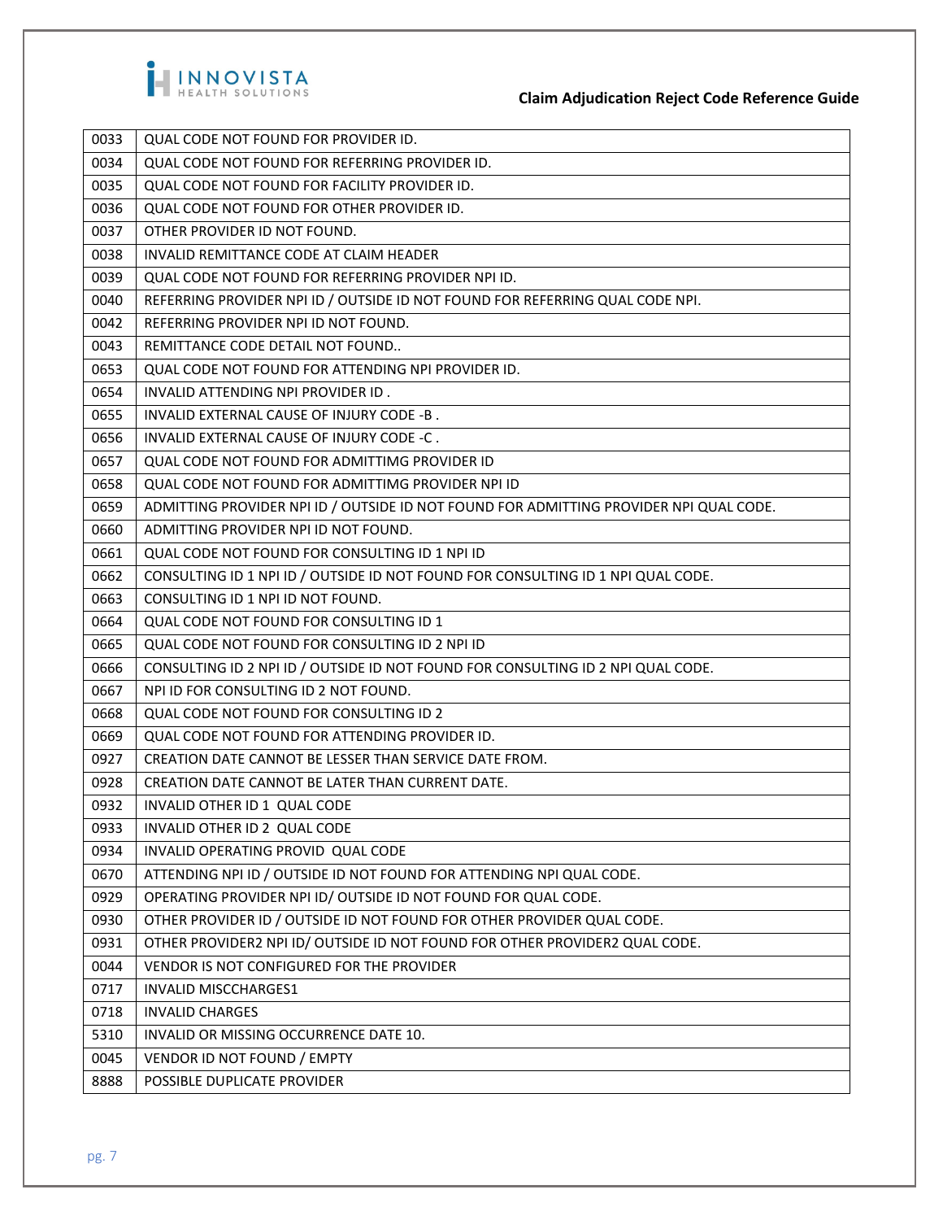| 0033 | QUAL CODE NOT FOUND FOR PROVIDER ID. |
|---|---|
| 0034 | QUAL CODE NOT FOUND FOR REFERRING PROVIDER ID. |
| 0035 | QUAL CODE NOT FOUND FOR FACILITY PROVIDER ID. |
| 0036 | QUAL CODE NOT FOUND FOR OTHER PROVIDER ID. |
| 0037 | OTHER PROVIDER ID NOT FOUND. |
| 0038 | INVALID REMITTANCE CODE AT CLAIM HEADER |
| 0039 | QUAL CODE NOT FOUND FOR REFERRING PROVIDER NPI ID. |
| 0040 | REFERRING PROVIDER NPI ID / OUTSIDE ID NOT FOUND FOR REFERRING QUAL CODE NPI. |
| 0042 | REFERRING PROVIDER NPI ID NOT FOUND. |
| 0043 | REMITTANCE CODE DETAIL NOT FOUND.. |
| 0653 | QUAL CODE NOT FOUND FOR ATTENDING NPI PROVIDER ID. |
| 0654 | INVALID ATTENDING NPI PROVIDER ID . |
| 0655 | INVALID EXTERNAL CAUSE OF INJURY CODE -B . |
| 0656 | INVALID EXTERNAL CAUSE OF INJURY CODE -C . |
| 0657 | QUAL CODE NOT FOUND FOR ADMITTIMG PROVIDER ID |
| 0658 | QUAL CODE NOT FOUND FOR ADMITTIMG PROVIDER NPI ID |
| 0659 | ADMITTING PROVIDER NPI ID / OUTSIDE ID NOT FOUND FOR ADMITTING PROVIDER NPI QUAL CODE. |
| 0660 | ADMITTING PROVIDER NPI ID NOT FOUND. |
| 0661 | QUAL CODE NOT FOUND FOR CONSULTING ID 1 NPI ID |
| 0662 | CONSULTING ID 1 NPI ID / OUTSIDE ID NOT FOUND FOR CONSULTING ID 1 NPI QUAL CODE. |
| 0663 | CONSULTING ID 1 NPI ID NOT FOUND. |
| 0664 | QUAL CODE NOT FOUND FOR CONSULTING ID 1 |
| 0665 | QUAL CODE NOT FOUND FOR CONSULTING ID 2 NPI ID |
| 0666 | CONSULTING ID 2 NPI ID / OUTSIDE ID NOT FOUND FOR CONSULTING ID 2 NPI QUAL CODE. |
| 0667 | NPI ID FOR CONSULTING ID 2 NOT FOUND. |
| 0668 | QUAL CODE NOT FOUND FOR CONSULTING ID 2 |
| 0669 | QUAL CODE NOT FOUND FOR ATTENDING PROVIDER ID. |
| 0927 | CREATION DATE CANNOT BE LESSER THAN SERVICE DATE FROM. |
| 0928 | CREATION DATE CANNOT BE LATER THAN CURRENT DATE. |
| 0932 | INVALID OTHER ID 1 QUAL CODE |
| 0933 | INVALID OTHER ID 2 QUAL CODE |
| 0934 | INVALID OPERATING PROVID QUAL CODE |
| 0670 | ATTENDING NPI ID / OUTSIDE ID NOT FOUND FOR ATTENDING NPI QUAL CODE. |
| 0929 | OPERATING PROVIDER NPI ID/ OUTSIDE ID NOT FOUND FOR QUAL CODE. |
| 0930 | OTHER PROVIDER ID / OUTSIDE ID NOT FOUND FOR OTHER PROVIDER QUAL CODE. |
| 0931 | OTHER PROVIDER2 NPI ID/ OUTSIDE ID NOT FOUND FOR OTHER PROVIDER2 QUAL CODE. |
| 0044 | VENDOR IS NOT CONFIGURED FOR THE PROVIDER |
| 0717 | INVALID MISCCHARGES1 |
| 0718 | INVALID CHARGES |
| 5310 | INVALID OR MISSING OCCURRENCE DATE 10. |
| 0045 | VENDOR ID NOT FOUND / EMPTY |
| 8888 | POSSIBLE DUPLICATE PROVIDER |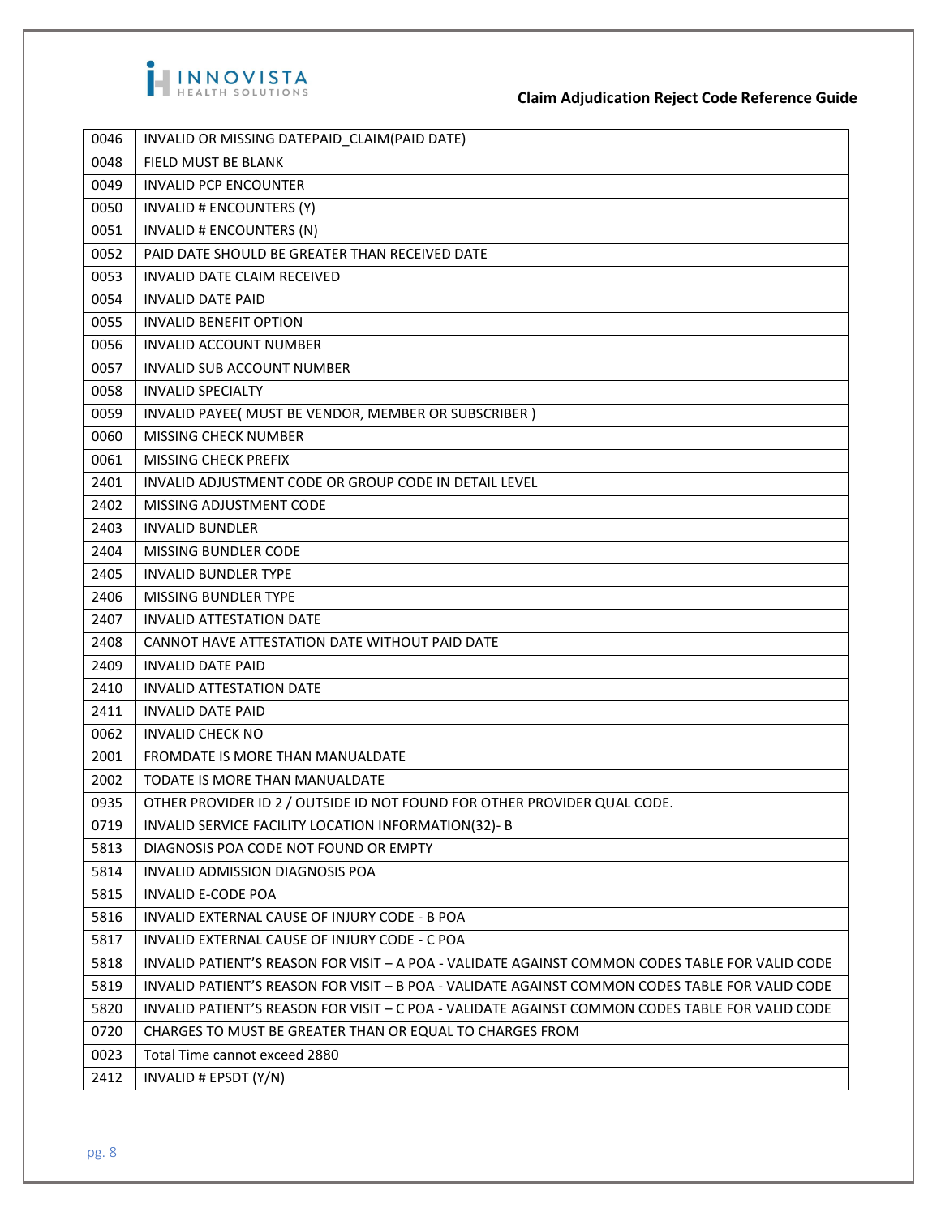| 0046 | INVALID OR MISSING DATEPAID_CLAIM(PAID DATE) |
|---|---|
| 0048 | FIELD MUST BE BLANK |
| 0049 | INVALID PCP ENCOUNTER |
| 0050 | INVALID # ENCOUNTERS (Y) |
| 0051 | INVALID # ENCOUNTERS (N) |
| 0052 | PAID DATE SHOULD BE GREATER THAN RECEIVED DATE |
| 0053 | INVALID DATE CLAIM RECEIVED |
| 0054 | INVALID DATE PAID |
| 0055 | INVALID BENEFIT OPTION |
| 0056 | INVALID ACCOUNT NUMBER |
| 0057 | INVALID SUB ACCOUNT NUMBER |
| 0058 | INVALID SPECIALTY |
| 0059 | INVALID PAYEE( MUST BE VENDOR, MEMBER OR SUBSCRIBER ) |
| 0060 | MISSING CHECK NUMBER |
| 0061 | MISSING CHECK PREFIX |
| 2401 | INVALID ADJUSTMENT CODE OR GROUP CODE IN DETAIL LEVEL |
| 2402 | MISSING ADJUSTMENT CODE |
| 2403 | INVALID BUNDLER |
| 2404 | MISSING BUNDLER CODE |
| 2405 | INVALID BUNDLER TYPE |
| 2406 | MISSING BUNDLER TYPE |
| 2407 | INVALID ATTESTATION DATE |
| 2408 | CANNOT HAVE ATTESTATION DATE WITHOUT PAID DATE |
| 2409 | INVALID DATE PAID |
| 2410 | INVALID ATTESTATION DATE |
| 2411 | INVALID DATE PAID |
| 0062 | INVALID CHECK NO |
| 2001 | FROMDATE IS MORE THAN MANUALDATE |
| 2002 | TODATE IS MORE THAN MANUALDATE |
| 0935 | OTHER PROVIDER ID 2 / OUTSIDE ID NOT FOUND FOR OTHER PROVIDER QUAL CODE. |
| 0719 | INVALID SERVICE FACILITY LOCATION INFORMATION(32)- B |
| 5813 | DIAGNOSIS POA CODE NOT FOUND OR EMPTY |
| 5814 | INVALID ADMISSION DIAGNOSIS POA |
| 5815 | INVALID E-CODE POA |
| 5816 | INVALID EXTERNAL CAUSE OF INJURY CODE - B POA |
| 5817 | INVALID EXTERNAL CAUSE OF INJURY CODE - C POA |
| 5818 | INVALID PATIENT'S REASON FOR VISIT – A POA - VALIDATE AGAINST COMMON CODES TABLE FOR VALID CODE |
| 5819 | INVALID PATIENT'S REASON FOR VISIT – B POA - VALIDATE AGAINST COMMON CODES TABLE FOR VALID CODE |
| 5820 | INVALID PATIENT'S REASON FOR VISIT – C POA - VALIDATE AGAINST COMMON CODES TABLE FOR VALID CODE |
| 0720 | CHARGES TO MUST BE GREATER THAN OR EQUAL TO CHARGES FROM |
| 0023 | Total Time cannot exceed 2880 |
| 2412 | INVALID # EPSDT (Y/N) |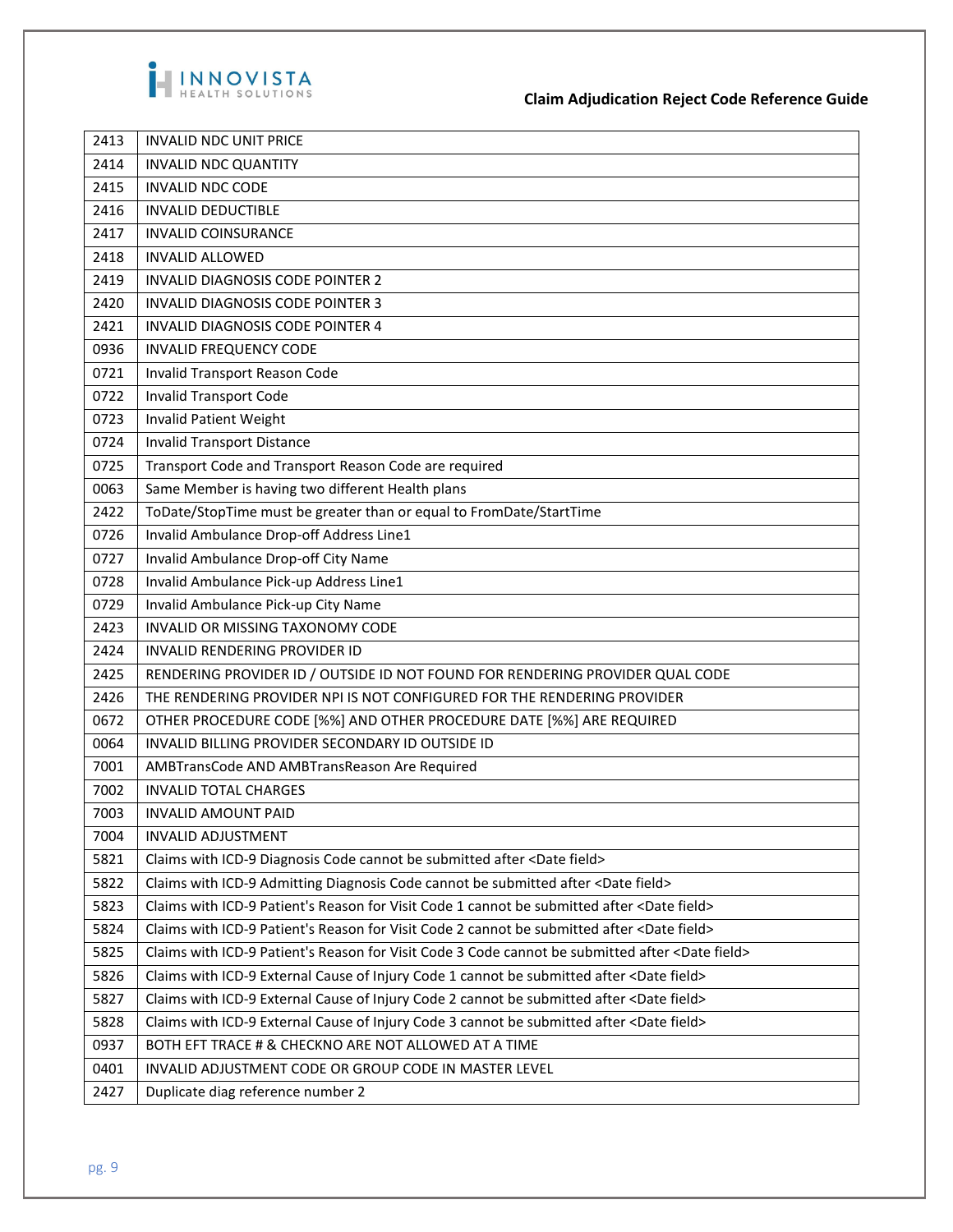| | |
|---|---|
| 2413 | INVALID NDC UNIT PRICE |
| 2414 | INVALID NDC QUANTITY |
| 2415 | INVALID NDC CODE |
| 2416 | INVALID DEDUCTIBLE |
| 2417 | INVALID COINSURANCE |
| 2418 | INVALID ALLOWED |
| 2419 | INVALID DIAGNOSIS CODE POINTER 2 |
| 2420 | INVALID DIAGNOSIS CODE POINTER 3 |
| 2421 | INVALID DIAGNOSIS CODE POINTER 4 |
| 0936 | INVALID FREQUENCY CODE |
| 0721 | Invalid Transport Reason Code |
| 0722 | Invalid Transport Code |
| 0723 | Invalid Patient Weight |
| 0724 | Invalid Transport Distance |
| 0725 | Transport Code and Transport Reason Code are required |
| 0063 | Same Member is having two different Health plans |
| 2422 | ToDate/StopTime must be greater than or equal to FromDate/StartTime |
| 0726 | Invalid Ambulance Drop-off Address Line1 |
| 0727 | Invalid Ambulance Drop-off City Name |
| 0728 | Invalid Ambulance Pick-up Address Line1 |
| 0729 | Invalid Ambulance Pick-up City Name |
| 2423 | INVALID OR MISSING TAXONOMY CODE |
| 2424 | INVALID RENDERING PROVIDER ID |
| 2425 | RENDERING PROVIDER ID / OUTSIDE ID NOT FOUND FOR RENDERING PROVIDER QUAL CODE |
| 2426 | THE RENDERING PROVIDER NPI IS NOT CONFIGURED FOR THE RENDERING PROVIDER |
| 0672 | OTHER PROCEDURE CODE [%%] AND OTHER PROCEDURE DATE [%%] ARE REQUIRED |
| 0064 | INVALID BILLING PROVIDER SECONDARY ID OUTSIDE ID |
| 7001 | AMBTransCode AND AMBTransReason Are Required |
| 7002 | INVALID TOTAL CHARGES |
| 7003 | INVALID AMOUNT PAID |
| 7004 | INVALID ADJUSTMENT |
| 5821 | Claims with ICD-9 Diagnosis Code cannot be submitted after <Date field> |
| 5822 | Claims with ICD-9 Admitting Diagnosis Code cannot be submitted after <Date field> |
| 5823 | Claims with ICD-9 Patient's Reason for Visit Code 1 cannot be submitted after <Date field> |
| 5824 | Claims with ICD-9 Patient's Reason for Visit Code 2 cannot be submitted after <Date field> |
| 5825 | Claims with ICD-9 Patient's Reason for Visit Code 3 Code cannot be submitted after <Date field> |
| 5826 | Claims with ICD-9 External Cause of Injury Code 1 cannot be submitted after <Date field> |
| 5827 | Claims with ICD-9 External Cause of Injury Code 2 cannot be submitted after <Date field> |
| 5828 | Claims with ICD-9 External Cause of Injury Code 3 cannot be submitted after <Date field> |
| 0937 | BOTH EFT TRACE # & CHECKNO ARE NOT ALLOWED AT A TIME |
| 0401 | INVALID ADJUSTMENT CODE OR GROUP CODE IN MASTER LEVEL |
| 2427 | Duplicate diag reference number 2 |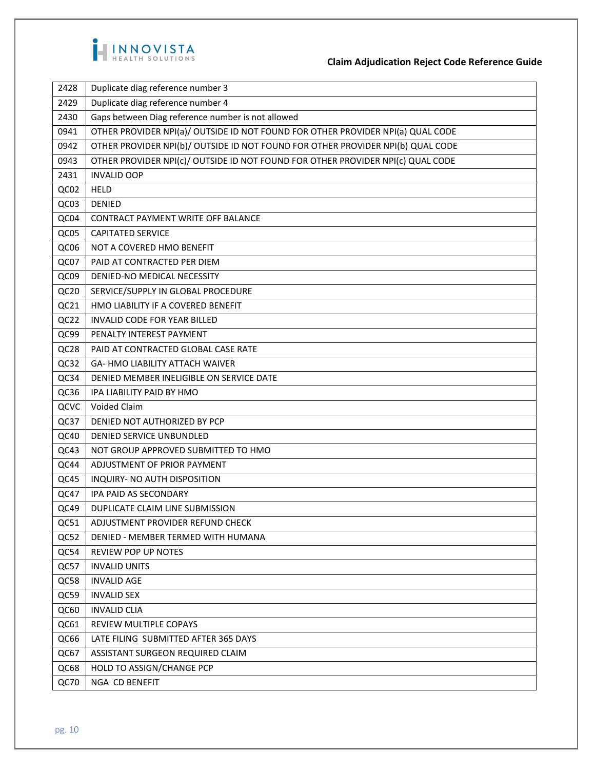| 2428 | Duplicate diag reference number 3 |
|---|---|
| 2429 | Duplicate diag reference number 4 |
| 2430 | Gaps between Diag reference number is not allowed |
| 0941 | OTHER PROVIDER NPI(a)/ OUTSIDE ID NOT FOUND FOR OTHER PROVIDER NPI(a) QUAL CODE |
| 0942 | OTHER PROVIDER NPI(b)/ OUTSIDE ID NOT FOUND FOR OTHER PROVIDER NPI(b) QUAL CODE |
| 0943 | OTHER PROVIDER NPI(c)/ OUTSIDE ID NOT FOUND FOR OTHER PROVIDER NPI(c) QUAL CODE |
| 2431 | INVALID OOP |
| QC02 | HELD |
| QC03 | DENIED |
| QC04 | CONTRACT PAYMENT WRITE OFF BALANCE |
| QC05 | CAPITATED SERVICE |
| QC06 | NOT A COVERED HMO BENEFIT |
| QC07 | PAID AT CONTRACTED PER DIEM |
| QC09 | DENIED-NO MEDICAL NECESSITY |
| QC20 | SERVICE/SUPPLY IN GLOBAL PROCEDURE |
| QC21 | HMO LIABILITY IF A COVERED BENEFIT |
| QC22 | INVALID CODE FOR YEAR BILLED |
| QC99 | PENALTY INTEREST PAYMENT |
| QC28 | PAID AT CONTRACTED GLOBAL CASE RATE |
| QC32 | GA- HMO LIABILITY ATTACH WAIVER |
| QC34 | DENIED MEMBER INELIGIBLE ON SERVICE DATE |
| QC36 | IPA LIABILITY PAID BY HMO |
| QCVC | Voided Claim |
| QC37 | DENIED NOT AUTHORIZED BY PCP |
| QC40 | DENIED SERVICE UNBUNDLED |
| QC43 | NOT GROUP APPROVED SUBMITTED TO HMO |
| QC44 | ADJUSTMENT OF PRIOR PAYMENT |
| QC45 | INQUIRY- NO AUTH DISPOSITION |
| QC47 | IPA PAID AS SECONDARY |
| QC49 | DUPLICATE CLAIM LINE SUBMISSION |
| QC51 | ADJUSTMENT PROVIDER REFUND CHECK |
| QC52 | DENIED - MEMBER TERMED WITH HUMANA |
| QC54 | REVIEW POP UP NOTES |
| QC57 | INVALID UNITS |
| QC58 | INVALID AGE |
| QC59 | INVALID SEX |
| QC60 | INVALID CLIA |
| QC61 | REVIEW MULTIPLE COPAYS |
| QC66 | LATE FILING SUBMITTED AFTER 365 DAYS |
| QC67 | ASSISTANT SURGEON REQUIRED CLAIM |
| QC68 | HOLD TO ASSIGN/CHANGE PCP |
| QC70 | NGA CD BENEFIT |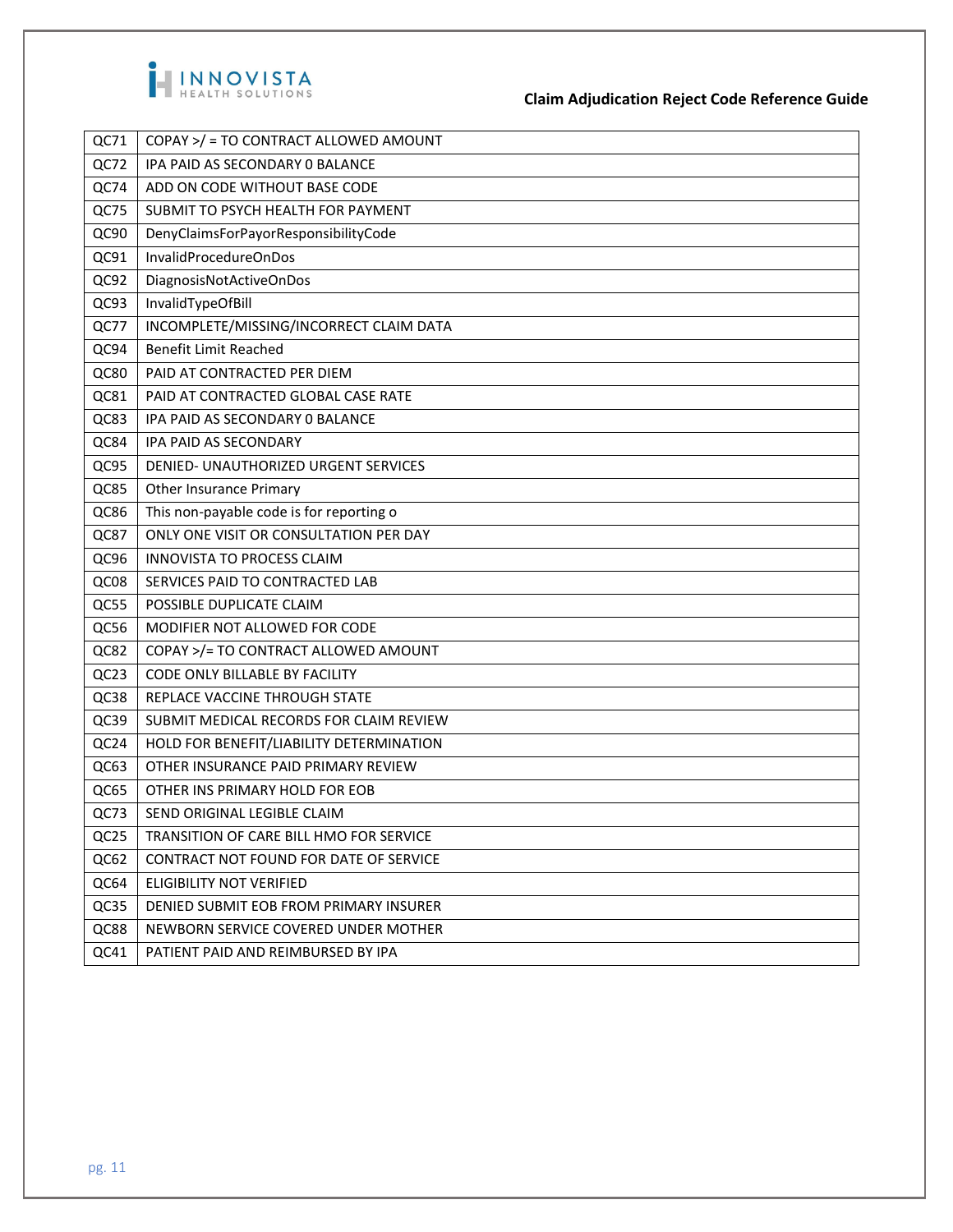| | |
|---|---|
| QC71 | COPAY >/ = TO CONTRACT ALLOWED AMOUNT |
| QC72 | IPA PAID AS SECONDARY 0 BALANCE |
| QC74 | ADD ON CODE WITHOUT BASE CODE |
| QC75 | SUBMIT TO PSYCH HEALTH FOR PAYMENT |
| QC90 | DenyClaimsForPayorResponsibilityCode |
| QC91 | InvalidProcedureOnDos |
| QC92 | DiagnosisNotActiveOnDos |
| QC93 | InvalidTypeOfBill |
| QC77 | INCOMPLETE/MISSING/INCORRECT CLAIM DATA |
| QC94 | Benefit Limit Reached |
| QC80 | PAID AT CONTRACTED PER DIEM |
| QC81 | PAID AT CONTRACTED GLOBAL CASE RATE |
| QC83 | IPA PAID AS SECONDARY 0 BALANCE |
| QC84 | IPA PAID AS SECONDARY |
| QC95 | DENIED- UNAUTHORIZED URGENT SERVICES |
| QC85 | Other Insurance Primary |
| QC86 | This non-payable code is for reporting o |
| QC87 | ONLY ONE VISIT OR CONSULTATION PER DAY |
| QC96 | INNOVISTA TO PROCESS CLAIM |
| QC08 | SERVICES PAID TO CONTRACTED LAB |
| QC55 | POSSIBLE DUPLICATE CLAIM |
| QC56 | MODIFIER NOT ALLOWED FOR CODE |
| QC82 | COPAY >/= TO CONTRACT ALLOWED AMOUNT |
| QC23 | CODE ONLY BILLABLE BY FACILITY |
| QC38 | REPLACE VACCINE THROUGH STATE |
| QC39 | SUBMIT MEDICAL RECORDS FOR CLAIM REVIEW |
| QC24 | HOLD FOR BENEFIT/LIABILITY DETERMINATION |
| QC63 | OTHER INSURANCE PAID PRIMARY REVIEW |
| QC65 | OTHER INS PRIMARY HOLD FOR EOB |
| QC73 | SEND ORIGINAL LEGIBLE CLAIM |
| QC25 | TRANSITION OF CARE BILL HMO FOR SERVICE |
| QC62 | CONTRACT NOT FOUND FOR DATE OF SERVICE |
| QC64 | ELIGIBILITY NOT VERIFIED |
| QC35 | DENIED SUBMIT EOB FROM PRIMARY INSURER |
| QC88 | NEWBORN SERVICE COVERED UNDER MOTHER |
| QC41 | PATIENT PAID AND REIMBURSED BY IPA |